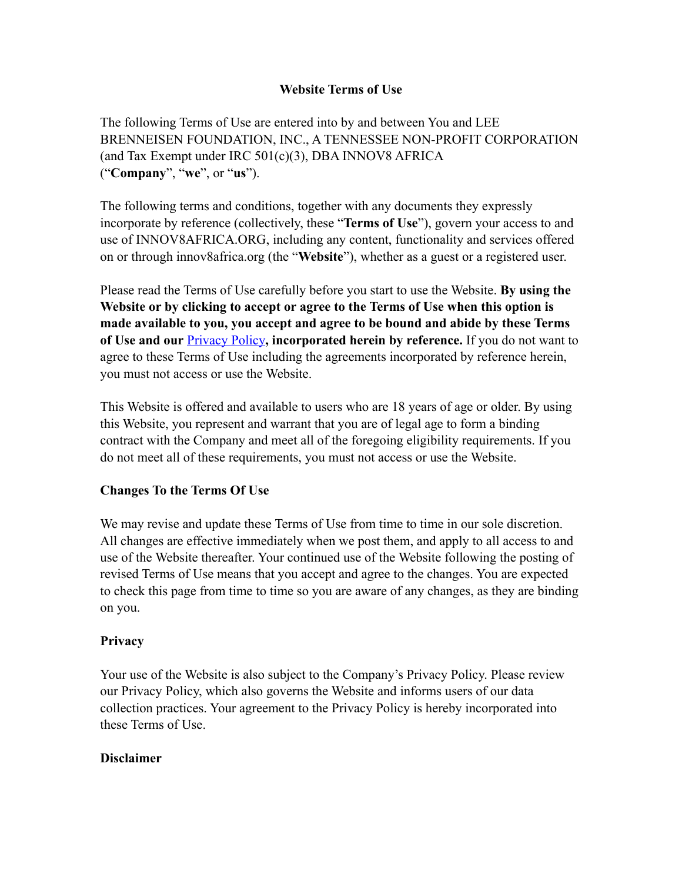# Website Terms of Use

The following Terms of Use are entered into by and between You and LEE BRENNEISEN FOUNDATION, INC., A TENNESSEE NON-PROFIT CORPORATION (and Tax Exempt under IRC 501(c)(3), DBA INNOV8 AFRICA ("**Company**", "**we**", or "**us**").

The following terms and conditions, together with any documents they expressly incorporate by reference (collectively, these "**Terms of Use**"), govern your access to and use of INNOV8AFRICA.ORG, including any content, functionality and services offered on or through innov8africa.org (the "**Website**"), whether as a guest or a registered user.

Please read the Terms of Use carefully before you start to use the Website. **By using the Website or by clicking to accept or agree to the Terms of Use when this option is made available to you, you accept and agree to be bound and abide by these Terms of Use and our Privacy Policy, incorporated herein by reference.** If you do not want to agree to these Terms of Use including the agreements incorporated by reference herein, you must not access or use the Website.

This Website is offered and available to users who are 18 years of age or older. By using this Website, you represent and warrant that you are of legal age to form a binding contract with the Company and meet all of the foregoing eligibility requirements. If you do not meet all of these requirements, you must not access or use the Website.

## Changes To the Terms Of Use

We may revise and update these Terms of Use from time to time in our sole discretion. All changes are effective immediately when we post them, and apply to all access to and use of the Website thereafter. Your continued use of the Website following the posting of revised Terms of Use means that you accept and agree to the changes. You are expected to check this page from time to time so you are aware of any changes, as they are binding on you.

## Privacy

Your use of the Website is also subject to the Company's Privacy Policy. Please review our Privacy Policy, which also governs the Website and informs users of our data collection practices. Your agreement to the Privacy Policy is hereby incorporated into these Terms of Use.

## Disclaimer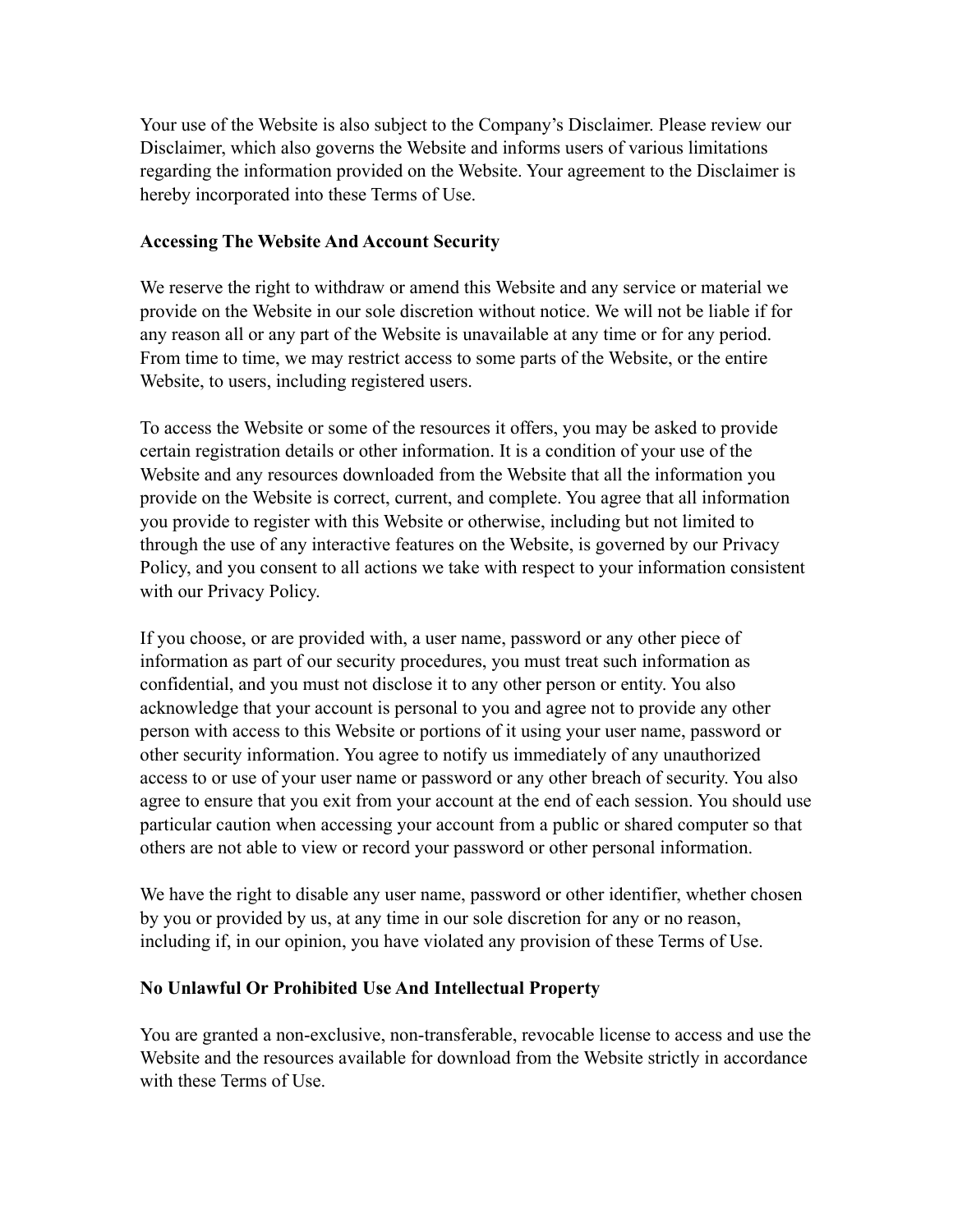Your use of the Website is also subject to the Company's Disclaimer. Please review our Disclaimer, which also governs the Website and informs users of various limitations regarding the information provided on the Website. Your agreement to the Disclaimer is hereby incorporated into these Terms of Use.

**Accessing The Website And Account Security**

We reserve the right to withdraw or amend this Website and any service or material we provide on the Website in our sole discretion without notice. We will not be liable if for any reason all or any part of the Website is unavailable at any time or for any period. From time to time, we may restrict access to some parts of the Website, or the entire Website, to users, including registered users.

To access the Website or some of the resources it offers, you may be asked to provide certain registration details or other information. It is a condition of your use of the Website and any resources downloaded from the Website that all the information you provide on the Website is correct, current, and complete. You agree that all information you provide to register with this Website or otherwise, including but not limited to through the use of any interactive features on the Website, is governed by our Privacy Policy, and you consent to all actions we take with respect to your information consistent with our Privacy Policy.

If you choose, or are provided with, a user name, password or any other piece of information as part of our security procedures, you must treat such information as confidential, and you must not disclose it to any other person or entity. You also acknowledge that your account is personal to you and agree not to provide any other person with access to this Website or portions of it using your user name, password or other security information. You agree to notify us immediately of any unauthorized access to or use of your user name or password or any other breach of security. You also agree to ensure that you exit from your account at the end of each session. You should use particular caution when accessing your account from a public or shared computer so that others are not able to view or record your password or other personal information.

We have the right to disable any user name, password or other identifier, whether chosen by you or provided by us, at any time in our sole discretion for any or no reason, including if, in our opinion, you have violated any provision of these Terms of Use.

**No Unlawful Or Prohibited Use And Intellectual Property**

You are granted a non-exclusive, non-transferable, revocable license to access and use the Website and the resources available for download from the Website strictly in accordance with these Terms of Use.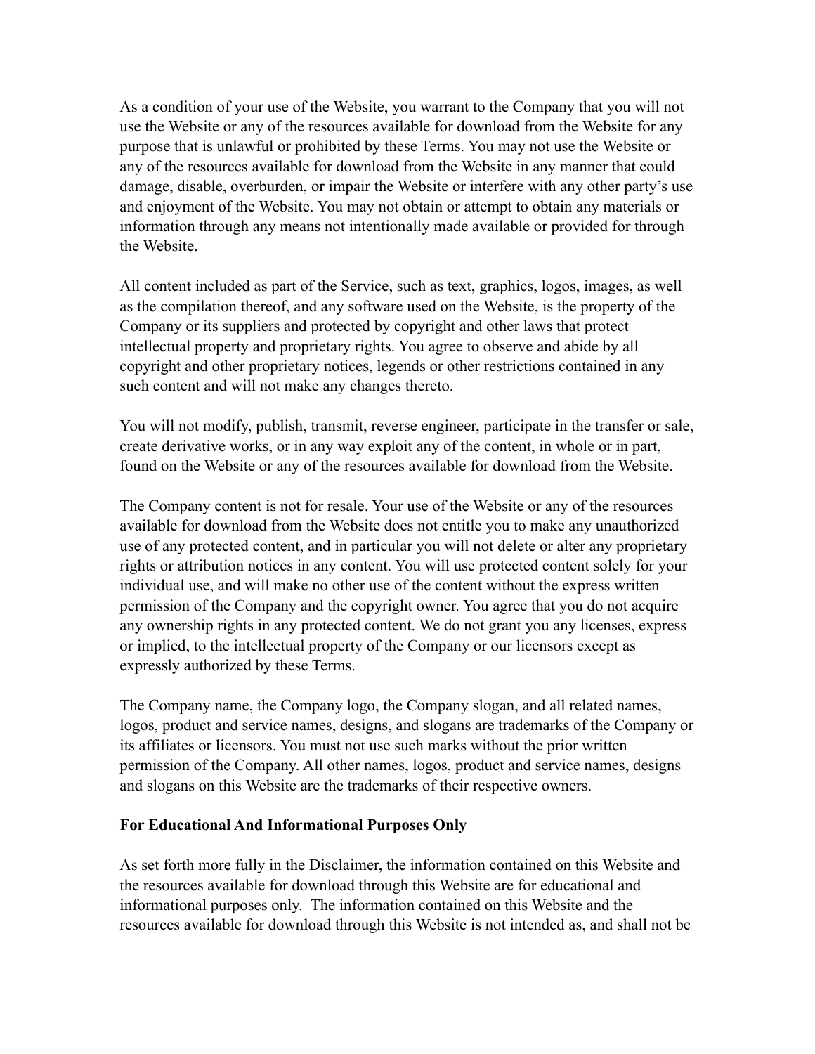As a condition of your use of the Website, you warrant to the Company that you will not use the Website or any of the resources available for download from the Website for any purpose that is unlawful or prohibited by these Terms. You may not use the Website or any of the resources available for download from the Website in any manner that could damage, disable, overburden, or impair the Website or interfere with any other party's use and enjoyment of the Website. You may not obtain or attempt to obtain any materials or information through any means not intentionally made available or provided for through the Website.

All content included as part of the Service, such as text, graphics, logos, images, as well as the compilation thereof, and any software used on the Website, is the property of the Company or its suppliers and protected by copyright and other laws that protect intellectual property and proprietary rights. You agree to observe and abide by all copyright and other proprietary notices, legends or other restrictions contained in any such content and will not make any changes thereto.

You will not modify, publish, transmit, reverse engineer, participate in the transfer or sale, create derivative works, or in any way exploit any of the content, in whole or in part, found on the Website or any of the resources available for download from the Website.

The Company content is not for resale. Your use of the Website or any of the resources available for download from the Website does not entitle you to make any unauthorized use of any protected content, and in particular you will not delete or alter any proprietary rights or attribution notices in any content. You will use protected content solely for your individual use, and will make no other use of the content without the express written permission of the Company and the copyright owner. You agree that you do not acquire any ownership rights in any protected content. We do not grant you any licenses, express or implied, to the intellectual property of the Company or our licensors except as expressly authorized by these Terms.

The Company name, the Company logo, the Company slogan, and all related names, logos, product and service names, designs, and slogans are trademarks of the Company or its affiliates or licensors. You must not use such marks without the prior written permission of the Company. All other names, logos, product and service names, designs and slogans on this Website are the trademarks of their respective owners.

**For Educational And Informational Purposes Only**

As set forth more fully in the Disclaimer, the information contained on this Website and the resources available for download through this Website are for educational and informational purposes only. The information contained on this Website and the resources available for download through this Website is not intended as, and shall not be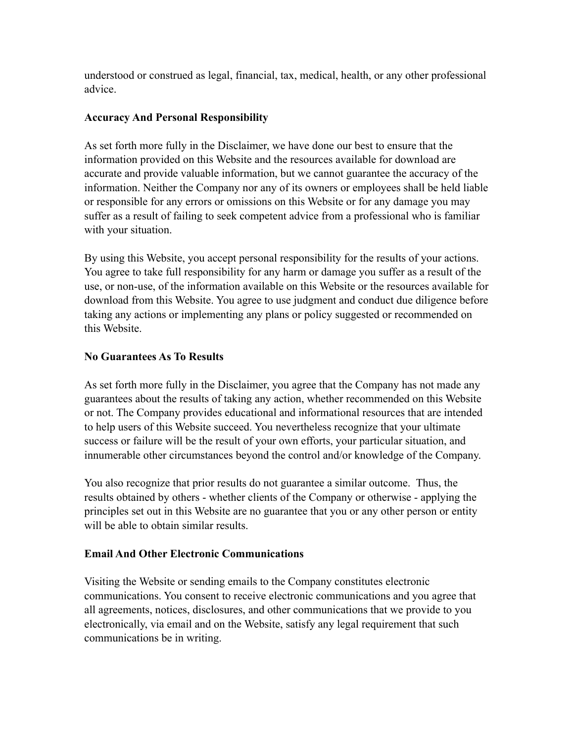understood or construed as legal, financial, tax, medical, health, or any other professional advice.

**Accuracy And Personal Responsibility**

As set forth more fully in the Disclaimer, we have done our best to ensure that the information provided on this Website and the resources available for download are accurate and provide valuable information, but we cannot guarantee the accuracy of the information. Neither the Company nor any of its owners or employees shall be held liable or responsible for any errors or omissions on this Website or for any damage you may suffer as a result of failing to seek competent advice from a professional who is familiar with your situation.

By using this Website, you accept personal responsibility for the results of your actions. You agree to take full responsibility for any harm or damage you suffer as a result of the use, or non-use, of the information available on this Website or the resources available for download from this Website. You agree to use judgment and conduct due diligence before taking any actions or implementing any plans or policy suggested or recommended on this Website.

**No Guarantees As To Results**

As set forth more fully in the Disclaimer, you agree that the Company has not made any guarantees about the results of taking any action, whether recommended on this Website or not. The Company provides educational and informational resources that are intended to help users of this Website succeed. You nevertheless recognize that your ultimate success or failure will be the result of your own efforts, your particular situation, and innumerable other circumstances beyond the control and/or knowledge of the Company.

You also recognize that prior results do not guarantee a similar outcome. Thus, the results obtained by others - whether clients of the Company or otherwise - applying the principles set out in this Website are no guarantee that you or any other person or entity will be able to obtain similar results.

**Email And Other Electronic Communications**

Visiting the Website or sending emails to the Company constitutes electronic communications. You consent to receive electronic communications and you agree that all agreements, notices, disclosures, and other communications that we provide to you electronically, via email and on the Website, satisfy any legal requirement that such communications be in writing.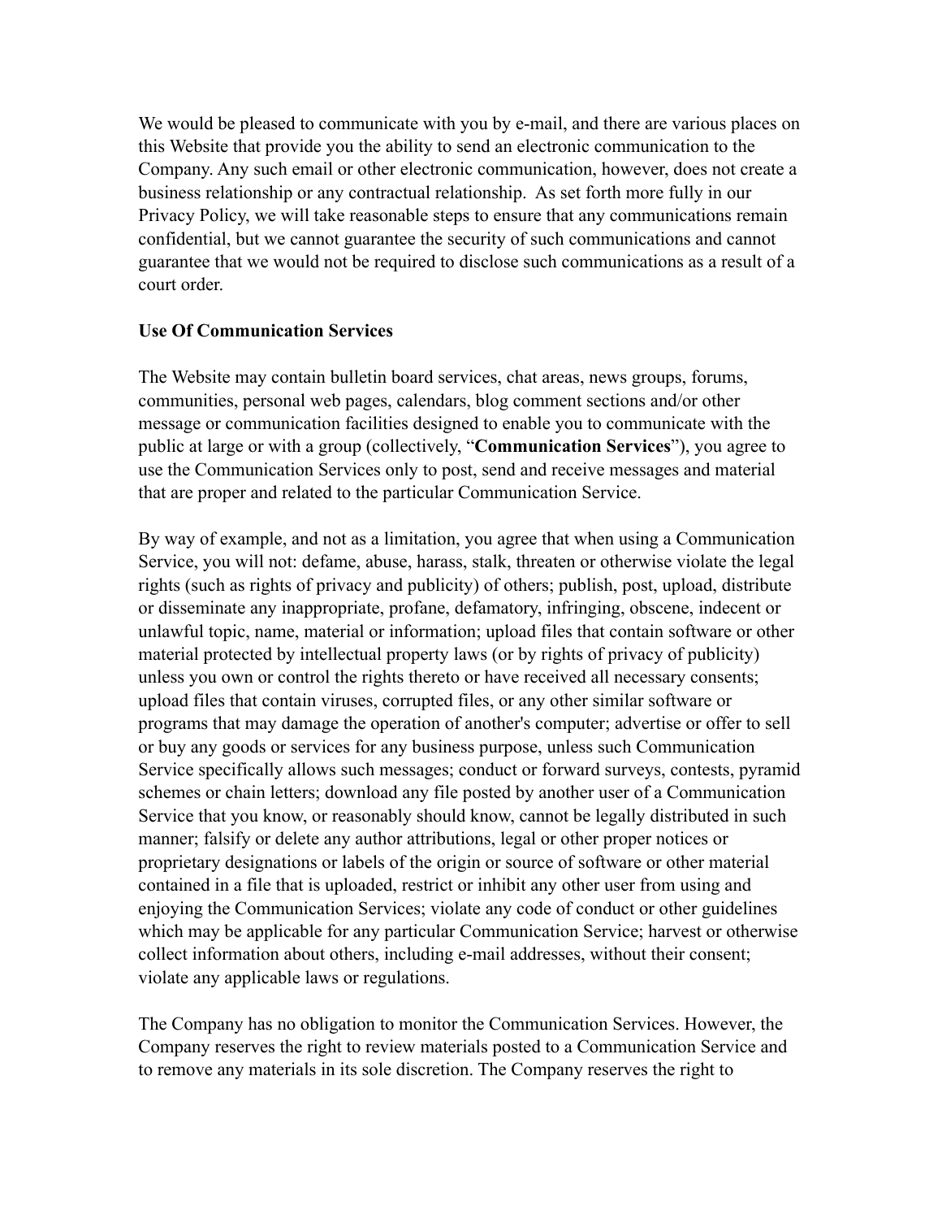We would be pleased to communicate with you by e-mail, and there are various places on this Website that provide you the ability to send an electronic communication to the Company. Any such email or other electronic communication, however, does not create a business relationship or any contractual relationship.  As set forth more fully in our Privacy Policy, we will take reasonable steps to ensure that any communications remain confidential, but we cannot guarantee the security of such communications and cannot guarantee that we would not be required to disclose such communications as a result of a court order.

**Use Of Communication Services**

The Website may contain bulletin board services, chat areas, news groups, forums, communities, personal web pages, calendars, blog comment sections and/or other message or communication facilities designed to enable you to communicate with the public at large or with a group (collectively, "**Communication Services**"), you agree to use the Communication Services only to post, send and receive messages and material that are proper and related to the particular Communication Service.

By way of example, and not as a limitation, you agree that when using a Communication Service, you will not: defame, abuse, harass, stalk, threaten or otherwise violate the legal rights (such as rights of privacy and publicity) of others; publish, post, upload, distribute or disseminate any inappropriate, profane, defamatory, infringing, obscene, indecent or unlawful topic, name, material or information; upload files that contain software or other material protected by intellectual property laws (or by rights of privacy of publicity) unless you own or control the rights thereto or have received all necessary consents; upload files that contain viruses, corrupted files, or any other similar software or programs that may damage the operation of another's computer; advertise or offer to sell or buy any goods or services for any business purpose, unless such Communication Service specifically allows such messages; conduct or forward surveys, contests, pyramid schemes or chain letters; download any file posted by another user of a Communication Service that you know, or reasonably should know, cannot be legally distributed in such manner; falsify or delete any author attributions, legal or other proper notices or proprietary designations or labels of the origin or source of software or other material contained in a file that is uploaded, restrict or inhibit any other user from using and enjoying the Communication Services; violate any code of conduct or other guidelines which may be applicable for any particular Communication Service; harvest or otherwise collect information about others, including e-mail addresses, without their consent; violate any applicable laws or regulations.

The Company has no obligation to monitor the Communication Services. However, the Company reserves the right to review materials posted to a Communication Service and to remove any materials in its sole discretion. The Company reserves the right to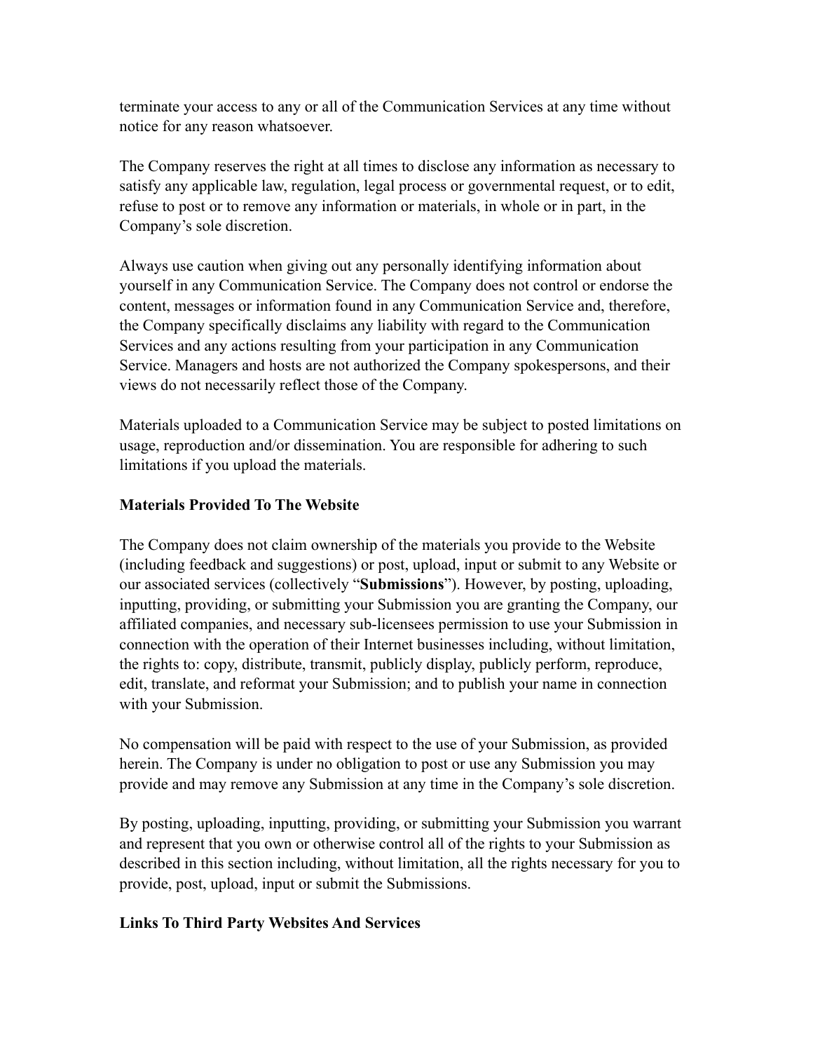terminate your access to any or all of the Communication Services at any time without notice for any reason whatsoever.

The Company reserves the right at all times to disclose any information as necessary to satisfy any applicable law, regulation, legal process or governmental request, or to edit, refuse to post or to remove any information or materials, in whole or in part, in the Company's sole discretion.

Always use caution when giving out any personally identifying information about yourself in any Communication Service. The Company does not control or endorse the content, messages or information found in any Communication Service and, therefore, the Company specifically disclaims any liability with regard to the Communication Services and any actions resulting from your participation in any Communication Service. Managers and hosts are not authorized the Company spokespersons, and their views do not necessarily reflect those of the Company.

Materials uploaded to a Communication Service may be subject to posted limitations on usage, reproduction and/or dissemination. You are responsible for adhering to such limitations if you upload the materials.

**Materials Provided To The Website**

The Company does not claim ownership of the materials you provide to the Website (including feedback and suggestions) or post, upload, input or submit to any Website or our associated services (collectively "**Submissions**"). However, by posting, uploading, inputting, providing, or submitting your Submission you are granting the Company, our affiliated companies, and necessary sub-licensees permission to use your Submission in connection with the operation of their Internet businesses including, without limitation, the rights to: copy, distribute, transmit, publicly display, publicly perform, reproduce, edit, translate, and reformat your Submission; and to publish your name in connection with your Submission.

No compensation will be paid with respect to the use of your Submission, as provided herein. The Company is under no obligation to post or use any Submission you may provide and may remove any Submission at any time in the Company's sole discretion.

By posting, uploading, inputting, providing, or submitting your Submission you warrant and represent that you own or otherwise control all of the rights to your Submission as described in this section including, without limitation, all the rights necessary for you to provide, post, upload, input or submit the Submissions.

**Links To Third Party Websites And Services**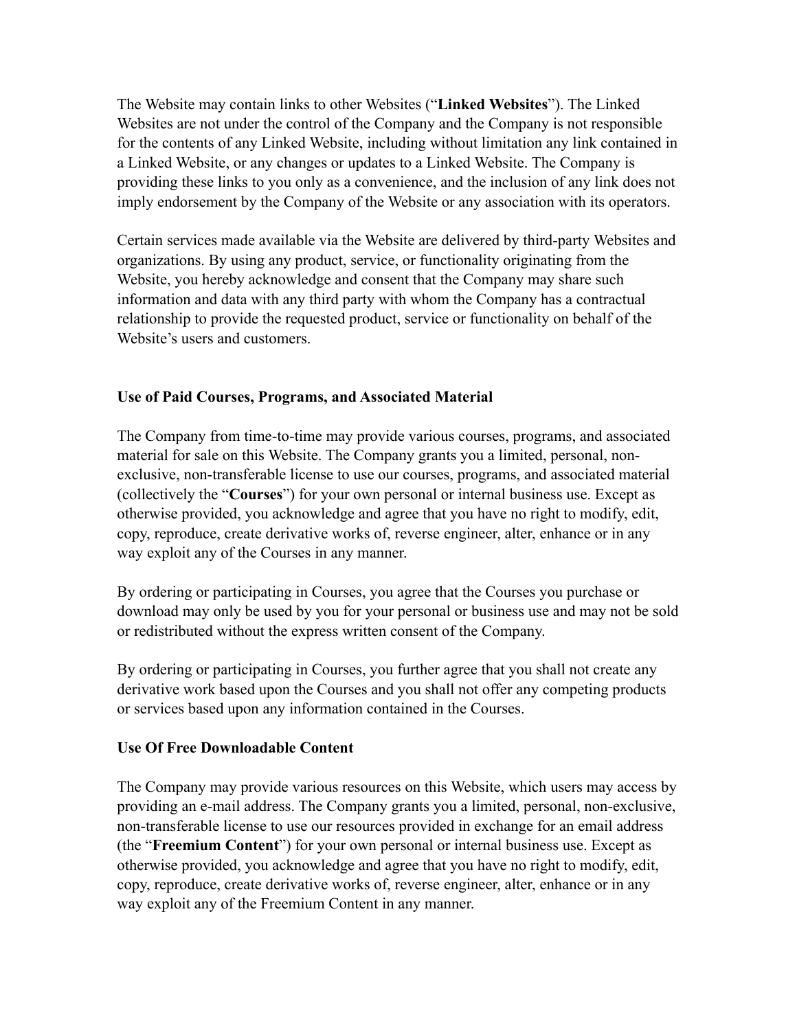The Website may contain links to other Websites ("**Linked Websites**"). The Linked Websites are not under the control of the Company and the Company is not responsible for the contents of any Linked Website, including without limitation any link contained in a Linked Website, or any changes or updates to a Linked Website. The Company is providing these links to you only as a convenience, and the inclusion of any link does not imply endorsement by the Company of the Website or any association with its operators.

Certain services made available via the Website are delivered by third-party Websites and organizations. By using any product, service, or functionality originating from the Website, you hereby acknowledge and consent that the Company may share such information and data with any third party with whom the Company has a contractual relationship to provide the requested product, service or functionality on behalf of the Website's users and customers.

**Use of Paid Courses, Programs, and Associated Material**

The Company from time-to-time may provide various courses, programs, and associated material for sale on this Website. The Company grants you a limited, personal, non-exclusive, non-transferable license to use our courses, programs, and associated material (collectively the "**Courses**") for your own personal or internal business use. Except as otherwise provided, you acknowledge and agree that you have no right to modify, edit, copy, reproduce, create derivative works of, reverse engineer, alter, enhance or in any way exploit any of the Courses in any manner.

By ordering or participating in Courses, you agree that the Courses you purchase or download may only be used by you for your personal or business use and may not be sold or redistributed without the express written consent of the Company.

By ordering or participating in Courses, you further agree that you shall not create any derivative work based upon the Courses and you shall not offer any competing products or services based upon any information contained in the Courses.

**Use Of Free Downloadable Content**

The Company may provide various resources on this Website, which users may access by providing an e-mail address. The Company grants you a limited, personal, non-exclusive, non-transferable license to use our resources provided in exchange for an email address (the "**Freemium Content**") for your own personal or internal business use. Except as otherwise provided, you acknowledge and agree that you have no right to modify, edit, copy, reproduce, create derivative works of, reverse engineer, alter, enhance or in any way exploit any of the Freemium Content in any manner.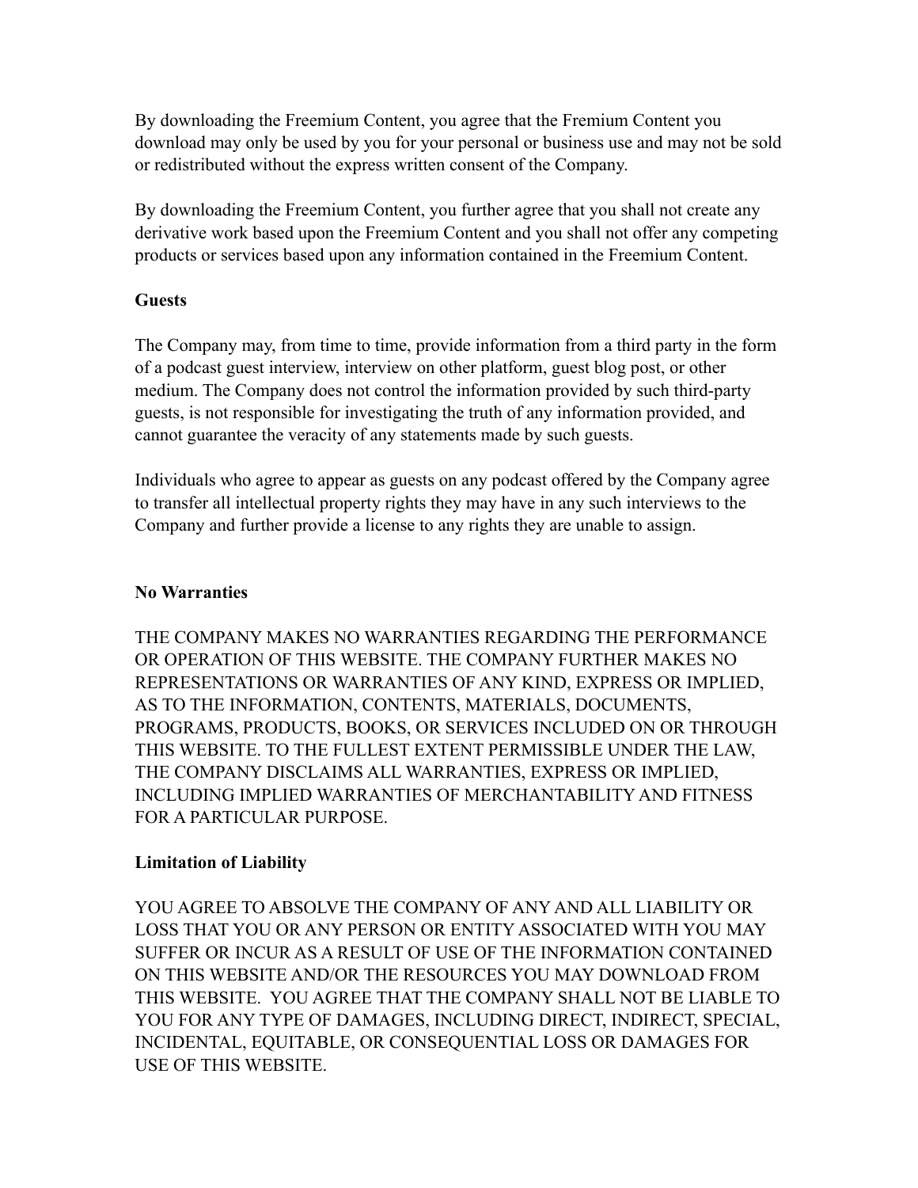By downloading the Freemium Content, you agree that the Fremium Content you download may only be used by you for your personal or business use and may not be sold or redistributed without the express written consent of the Company.

By downloading the Freemium Content, you further agree that you shall not create any derivative work based upon the Freemium Content and you shall not offer any competing products or services based upon any information contained in the Freemium Content.

**Guests**

The Company may, from time to time, provide information from a third party in the form of a podcast guest interview, interview on other platform, guest blog post, or other medium. The Company does not control the information provided by such third-party guests, is not responsible for investigating the truth of any information provided, and cannot guarantee the veracity of any statements made by such guests.

Individuals who agree to appear as guests on any podcast offered by the Company agree to transfer all intellectual property rights they may have in any such interviews to the Company and further provide a license to any rights they are unable to assign.

**No Warranties**

THE COMPANY MAKES NO WARRANTIES REGARDING THE PERFORMANCE OR OPERATION OF THIS WEBSITE. THE COMPANY FURTHER MAKES NO REPRESENTATIONS OR WARRANTIES OF ANY KIND, EXPRESS OR IMPLIED, AS TO THE INFORMATION, CONTENTS, MATERIALS, DOCUMENTS, PROGRAMS, PRODUCTS, BOOKS, OR SERVICES INCLUDED ON OR THROUGH THIS WEBSITE. TO THE FULLEST EXTENT PERMISSIBLE UNDER THE LAW, THE COMPANY DISCLAIMS ALL WARRANTIES, EXPRESS OR IMPLIED, INCLUDING IMPLIED WARRANTIES OF MERCHANTABILITY AND FITNESS FOR A PARTICULAR PURPOSE.

**Limitation of Liability**

YOU AGREE TO ABSOLVE THE COMPANY OF ANY AND ALL LIABILITY OR LOSS THAT YOU OR ANY PERSON OR ENTITY ASSOCIATED WITH YOU MAY SUFFER OR INCUR AS A RESULT OF USE OF THE INFORMATION CONTAINED ON THIS WEBSITE AND/OR THE RESOURCES YOU MAY DOWNLOAD FROM THIS WEBSITE. YOU AGREE THAT THE COMPANY SHALL NOT BE LIABLE TO YOU FOR ANY TYPE OF DAMAGES, INCLUDING DIRECT, INDIRECT, SPECIAL, INCIDENTAL, EQUITABLE, OR CONSEQUENTIAL LOSS OR DAMAGES FOR USE OF THIS WEBSITE.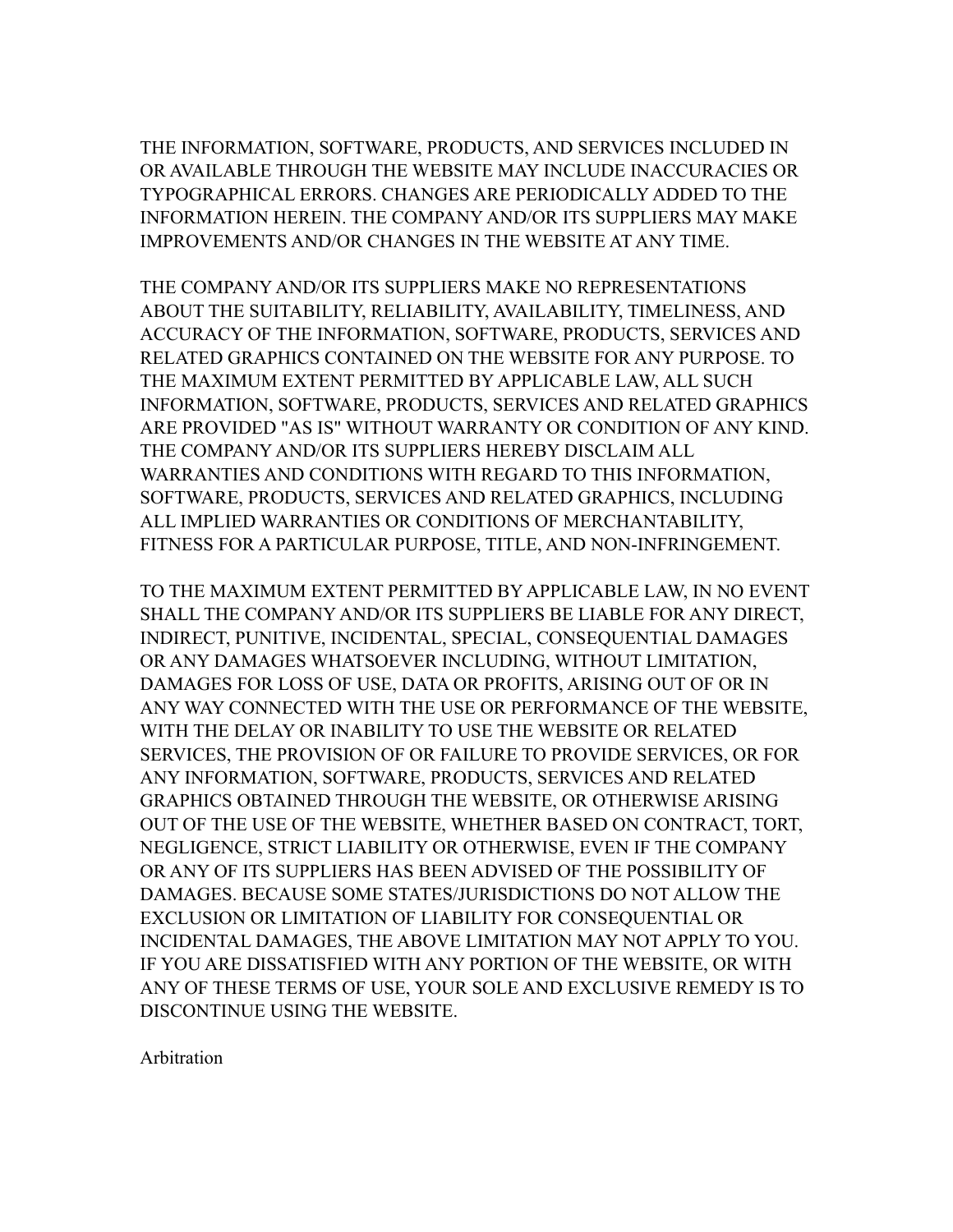THE INFORMATION, SOFTWARE, PRODUCTS, AND SERVICES INCLUDED IN OR AVAILABLE THROUGH THE WEBSITE MAY INCLUDE INACCURACIES OR TYPOGRAPHICAL ERRORS. CHANGES ARE PERIODICALLY ADDED TO THE INFORMATION HEREIN. THE COMPANY AND/OR ITS SUPPLIERS MAY MAKE IMPROVEMENTS AND/OR CHANGES IN THE WEBSITE AT ANY TIME.

THE COMPANY AND/OR ITS SUPPLIERS MAKE NO REPRESENTATIONS ABOUT THE SUITABILITY, RELIABILITY, AVAILABILITY, TIMELINESS, AND ACCURACY OF THE INFORMATION, SOFTWARE, PRODUCTS, SERVICES AND RELATED GRAPHICS CONTAINED ON THE WEBSITE FOR ANY PURPOSE. TO THE MAXIMUM EXTENT PERMITTED BY APPLICABLE LAW, ALL SUCH INFORMATION, SOFTWARE, PRODUCTS, SERVICES AND RELATED GRAPHICS ARE PROVIDED "AS IS" WITHOUT WARRANTY OR CONDITION OF ANY KIND. THE COMPANY AND/OR ITS SUPPLIERS HEREBY DISCLAIM ALL WARRANTIES AND CONDITIONS WITH REGARD TO THIS INFORMATION, SOFTWARE, PRODUCTS, SERVICES AND RELATED GRAPHICS, INCLUDING ALL IMPLIED WARRANTIES OR CONDITIONS OF MERCHANTABILITY, FITNESS FOR A PARTICULAR PURPOSE, TITLE, AND NON-INFRINGEMENT.

TO THE MAXIMUM EXTENT PERMITTED BY APPLICABLE LAW, IN NO EVENT SHALL THE COMPANY AND/OR ITS SUPPLIERS BE LIABLE FOR ANY DIRECT, INDIRECT, PUNITIVE, INCIDENTAL, SPECIAL, CONSEQUENTIAL DAMAGES OR ANY DAMAGES WHATSOEVER INCLUDING, WITHOUT LIMITATION, DAMAGES FOR LOSS OF USE, DATA OR PROFITS, ARISING OUT OF OR IN ANY WAY CONNECTED WITH THE USE OR PERFORMANCE OF THE WEBSITE, WITH THE DELAY OR INABILITY TO USE THE WEBSITE OR RELATED SERVICES, THE PROVISION OF OR FAILURE TO PROVIDE SERVICES, OR FOR ANY INFORMATION, SOFTWARE, PRODUCTS, SERVICES AND RELATED GRAPHICS OBTAINED THROUGH THE WEBSITE, OR OTHERWISE ARISING OUT OF THE USE OF THE WEBSITE, WHETHER BASED ON CONTRACT, TORT, NEGLIGENCE, STRICT LIABILITY OR OTHERWISE, EVEN IF THE COMPANY OR ANY OF ITS SUPPLIERS HAS BEEN ADVISED OF THE POSSIBILITY OF DAMAGES. BECAUSE SOME STATES/JURISDICTIONS DO NOT ALLOW THE EXCLUSION OR LIMITATION OF LIABILITY FOR CONSEQUENTIAL OR INCIDENTAL DAMAGES, THE ABOVE LIMITATION MAY NOT APPLY TO YOU. IF YOU ARE DISSATISFIED WITH ANY PORTION OF THE WEBSITE, OR WITH ANY OF THESE TERMS OF USE, YOUR SOLE AND EXCLUSIVE REMEDY IS TO DISCONTINUE USING THE WEBSITE.

Arbitration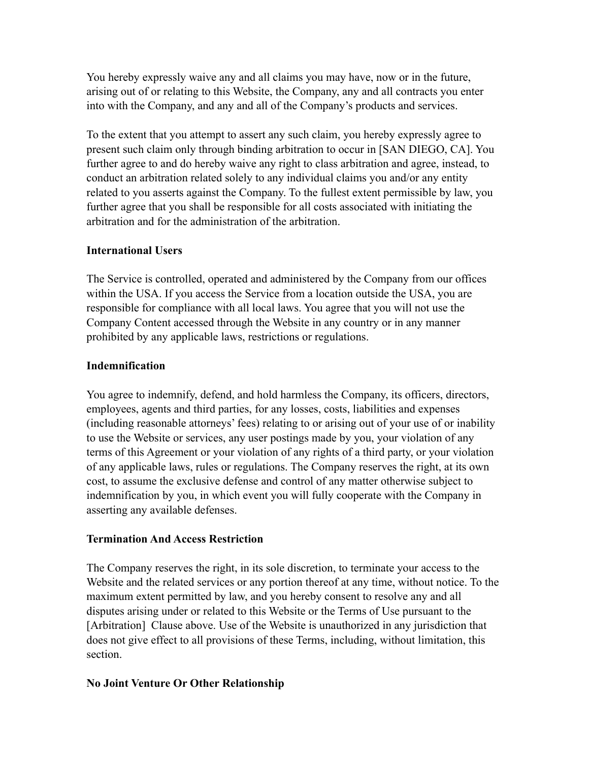You hereby expressly waive any and all claims you may have, now or in the future, arising out of or relating to this Website, the Company, any and all contracts you enter into with the Company, and any and all of the Company's products and services.

To the extent that you attempt to assert any such claim, you hereby expressly agree to present such claim only through binding arbitration to occur in [SAN DIEGO, CA]. You further agree to and do hereby waive any right to class arbitration and agree, instead, to conduct an arbitration related solely to any individual claims you and/or any entity related to you asserts against the Company. To the fullest extent permissible by law, you further agree that you shall be responsible for all costs associated with initiating the arbitration and for the administration of the arbitration.

**International Users**

The Service is controlled, operated and administered by the Company from our offices within the USA. If you access the Service from a location outside the USA, you are responsible for compliance with all local laws. You agree that you will not use the Company Content accessed through the Website in any country or in any manner prohibited by any applicable laws, restrictions or regulations.

**Indemnification**

You agree to indemnify, defend, and hold harmless the Company, its officers, directors, employees, agents and third parties, for any losses, costs, liabilities and expenses (including reasonable attorneys' fees) relating to or arising out of your use of or inability to use the Website or services, any user postings made by you, your violation of any terms of this Agreement or your violation of any rights of a third party, or your violation of any applicable laws, rules or regulations. The Company reserves the right, at its own cost, to assume the exclusive defense and control of any matter otherwise subject to indemnification by you, in which event you will fully cooperate with the Company in asserting any available defenses.

**Termination And Access Restriction**

The Company reserves the right, in its sole discretion, to terminate your access to the Website and the related services or any portion thereof at any time, without notice. To the maximum extent permitted by law, and you hereby consent to resolve any and all disputes arising under or related to this Website or the Terms of Use pursuant to the [Arbitration] Clause above. Use of the Website is unauthorized in any jurisdiction that does not give effect to all provisions of these Terms, including, without limitation, this section.

**No Joint Venture Or Other Relationship**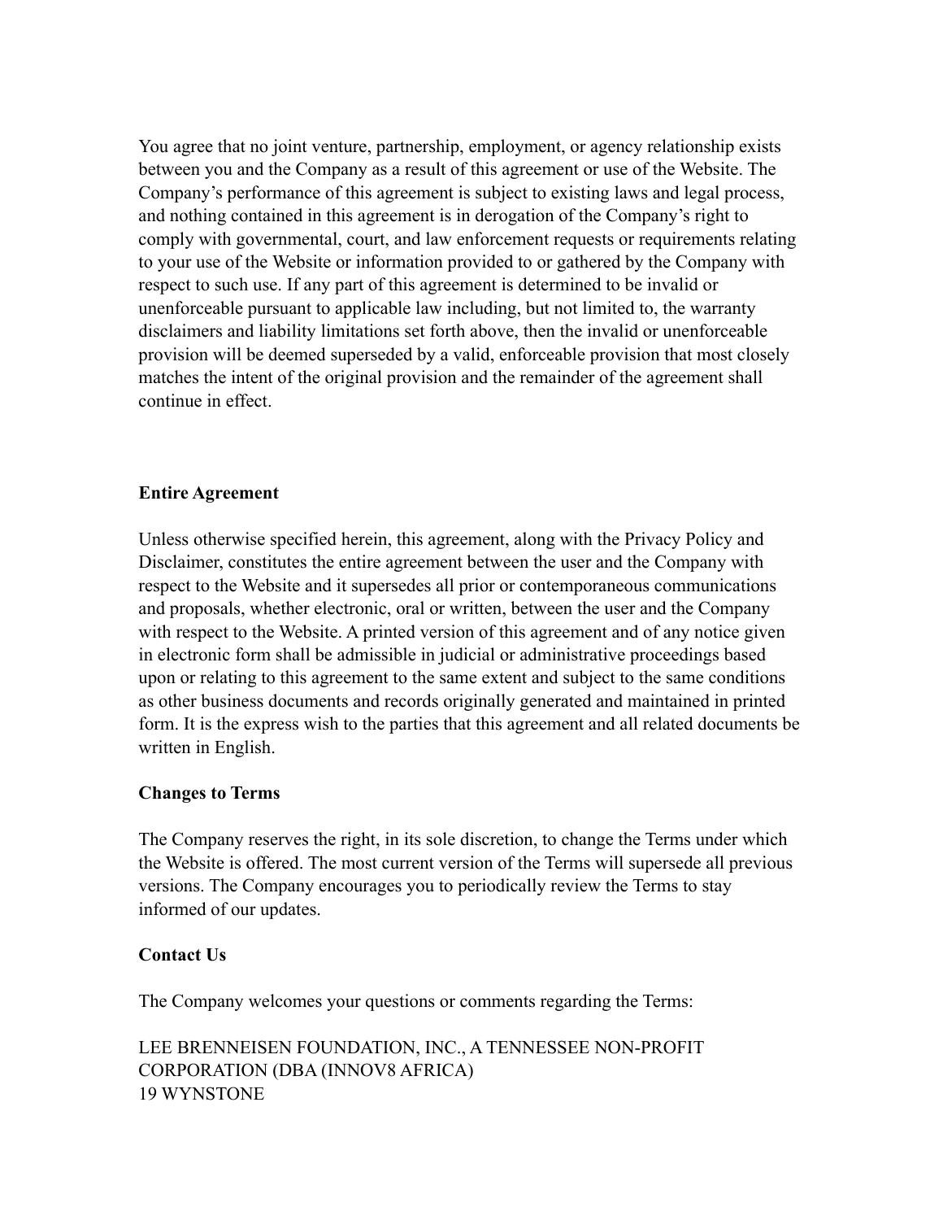You agree that no joint venture, partnership, employment, or agency relationship exists between you and the Company as a result of this agreement or use of the Website. The Company's performance of this agreement is subject to existing laws and legal process, and nothing contained in this agreement is in derogation of the Company's right to comply with governmental, court, and law enforcement requests or requirements relating to your use of the Website or information provided to or gathered by the Company with respect to such use. If any part of this agreement is determined to be invalid or unenforceable pursuant to applicable law including, but not limited to, the warranty disclaimers and liability limitations set forth above, then the invalid or unenforceable provision will be deemed superseded by a valid, enforceable provision that most closely matches the intent of the original provision and the remainder of the agreement shall continue in effect.

**Entire Agreement**

Unless otherwise specified herein, this agreement, along with the Privacy Policy and Disclaimer, constitutes the entire agreement between the user and the Company with respect to the Website and it supersedes all prior or contemporaneous communications and proposals, whether electronic, oral or written, between the user and the Company with respect to the Website. A printed version of this agreement and of any notice given in electronic form shall be admissible in judicial or administrative proceedings based upon or relating to this agreement to the same extent and subject to the same conditions as other business documents and records originally generated and maintained in printed form. It is the express wish to the parties that this agreement and all related documents be written in English.

**Changes to Terms**

The Company reserves the right, in its sole discretion, to change the Terms under which the Website is offered. The most current version of the Terms will supersede all previous versions. The Company encourages you to periodically review the Terms to stay informed of our updates.

**Contact Us**

The Company welcomes your questions or comments regarding the Terms:

LEE BRENNEISEN FOUNDATION, INC., A TENNESSEE NON-PROFIT CORPORATION (DBA (INNOV8 AFRICA)
19 WYNSTONE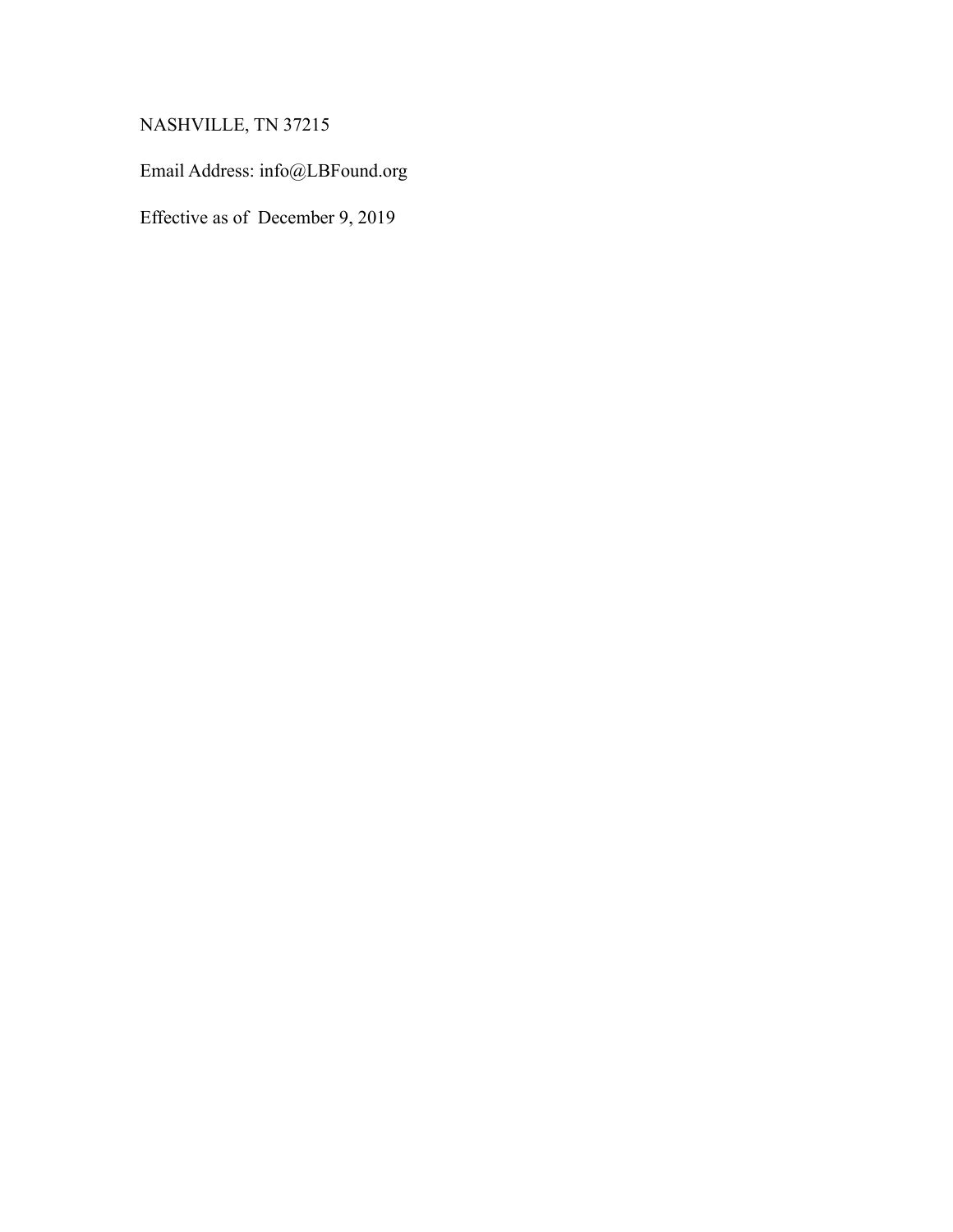NASHVILLE, TN 37215

Email Address: info@LBFound.org

Effective as of December 9, 2019